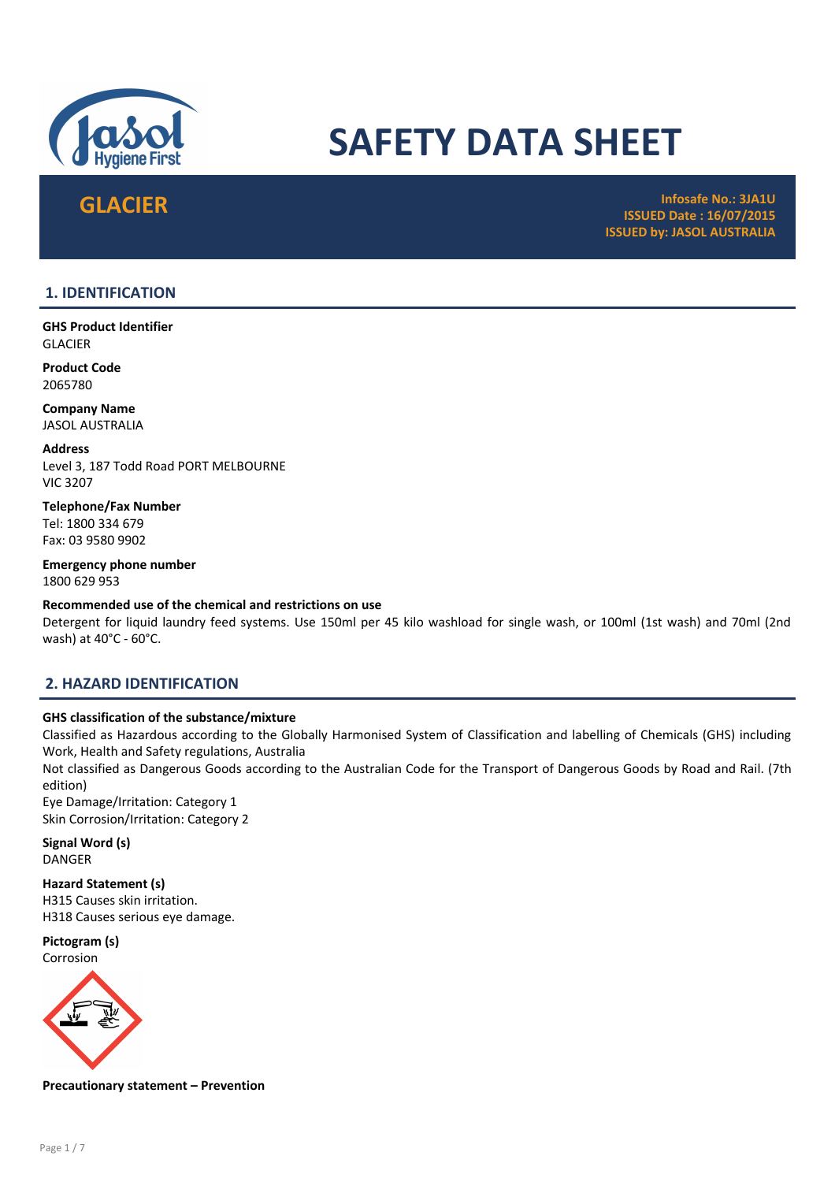# SAFETY DATA SHEET

**GLACIER**

**Infosafe No.: 3JA1U**
**ISSUED Date : 16/07/2015**
**ISSUED by: JASOL AUSTRALIA**

## 1. IDENTIFICATION

**GHS Product Identifier**
GLACIER

**Product Code**
2065780

**Company Name**
JASOL AUSTRALIA

**Address**
Level 3, 187 Todd Road PORT MELBOURNE
VIC 3207

**Telephone/Fax Number**
Tel: 1800 334 679
Fax: 03 9580 9902

**Emergency phone number**
1800 629 953

**Recommended use of the chemical and restrictions on use**
Detergent for liquid laundry feed systems. Use 150ml per 45 kilo washload for single wash, or 100ml (1st wash) and 70ml (2nd wash) at 40°C - 60°C.

## 2. HAZARD IDENTIFICATION

**GHS classification of the substance/mixture**
Classified as Hazardous according to the Globally Harmonised System of Classification and labelling of Chemicals (GHS) including Work, Health and Safety regulations, Australia
Not classified as Dangerous Goods according to the Australian Code for the Transport of Dangerous Goods by Road and Rail. (7th edition)
Eye Damage/Irritation: Category 1
Skin Corrosion/Irritation: Category 2

**Signal Word (s)**
DANGER

**Hazard Statement (s)**
H315 Causes skin irritation.
H318 Causes serious eye damage.

**Pictogram (s)**
Corrosion

**Precautionary statement – Prevention**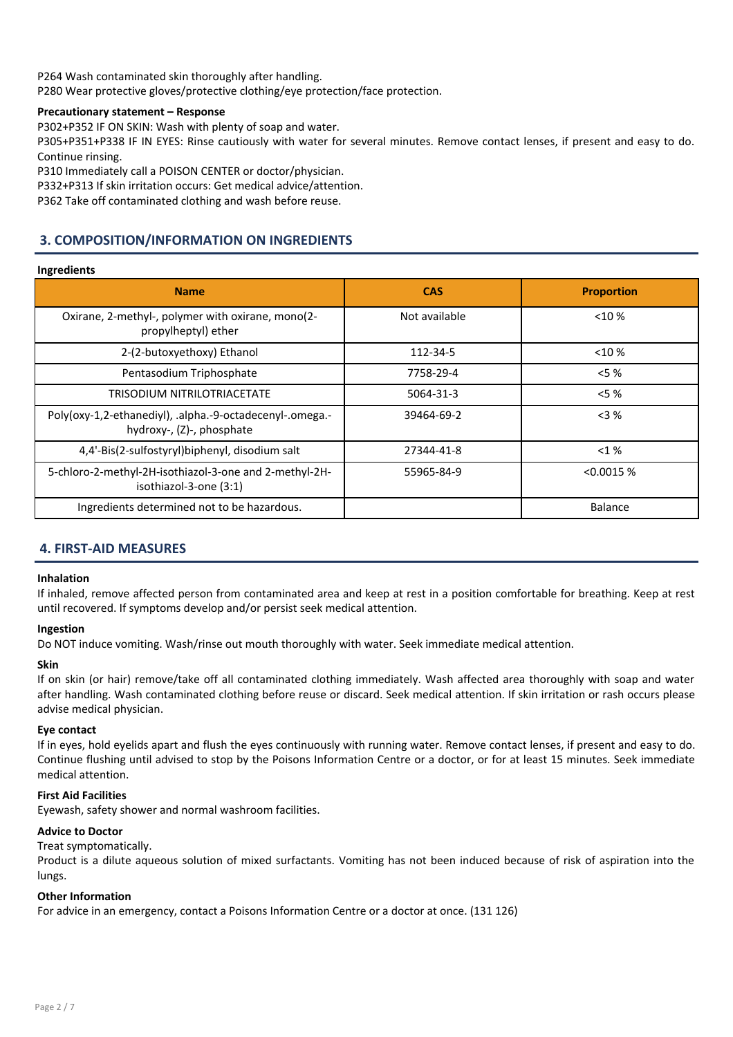P264 Wash contaminated skin thoroughly after handling.
P280 Wear protective gloves/protective clothing/eye protection/face protection.

**Precautionary statement – Response**

P302+P352 IF ON SKIN: Wash with plenty of soap and water.
P305+P351+P338 IF IN EYES: Rinse cautiously with water for several minutes. Remove contact lenses, if present and easy to do. Continue rinsing.
P310 Immediately call a POISON CENTER or doctor/physician.
P332+P313 If skin irritation occurs: Get medical advice/attention.
P362 Take off contaminated clothing and wash before reuse.

## 3. COMPOSITION/INFORMATION ON INGREDIENTS

**Ingredients**

| Name | CAS | Proportion |
|---|---|---|
| Oxirane, 2-methyl-, polymer with oxirane, mono(2-propylheptyl) ether | Not available | <10 % |
| 2-(2-butoxyethoxy) Ethanol | 112-34-5 | <10 % |
| Pentasodium Triphosphate | 7758-29-4 | <5 % |
| TRISODIUM NITRILOTRIACETATE | 5064-31-3 | <5 % |
| Poly(oxy-1,2-ethanediyl), .alpha.-9-octadecenyl-.omega.-hydroxy-, (Z)-, phosphate | 39464-69-2 | <3 % |
| 4,4'-Bis(2-sulfostyryl)biphenyl, disodium salt | 27344-41-8 | <1 % |
| 5-chloro-2-methyl-2H-isothiazol-3-one and 2-methyl-2H-isothiazol-3-one (3:1) | 55965-84-9 | <0.0015 % |
| Ingredients determined not to be hazardous. | | Balance |

## 4. FIRST-AID MEASURES

**Inhalation**

If inhaled, remove affected person from contaminated area and keep at rest in a position comfortable for breathing. Keep at rest until recovered. If symptoms develop and/or persist seek medical attention.

**Ingestion**

Do NOT induce vomiting. Wash/rinse out mouth thoroughly with water. Seek immediate medical attention.

**Skin**

If on skin (or hair) remove/take off all contaminated clothing immediately. Wash affected area thoroughly with soap and water after handling. Wash contaminated clothing before reuse or discard. Seek medical attention. If skin irritation or rash occurs please advise medical physician.

**Eye contact**

If in eyes, hold eyelids apart and flush the eyes continuously with running water. Remove contact lenses, if present and easy to do. Continue flushing until advised to stop by the Poisons Information Centre or a doctor, or for at least 15 minutes. Seek immediate medical attention.

**First Aid Facilities**

Eyewash, safety shower and normal washroom facilities.

**Advice to Doctor**

Treat symptomatically.
Product is a dilute aqueous solution of mixed surfactants. Vomiting has not been induced because of risk of aspiration into the lungs.

**Other Information**

For advice in an emergency, contact a Poisons Information Centre or a doctor at once. (131 126)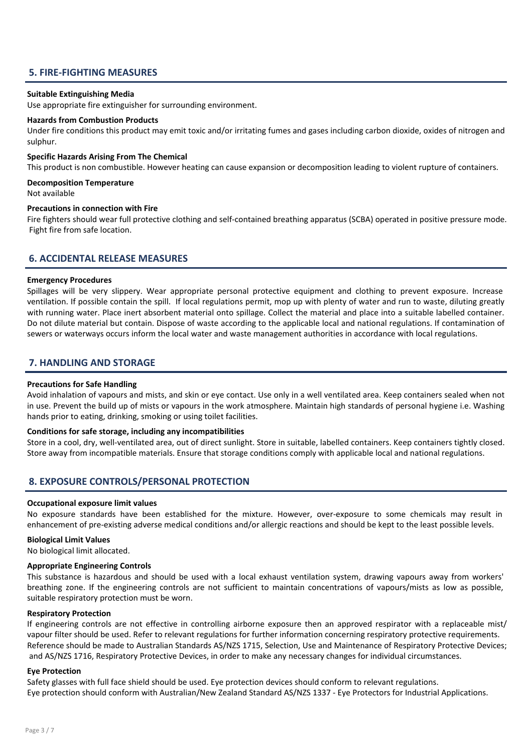## 5. FIRE-FIGHTING MEASURES

**Suitable Extinguishing Media**

Use appropriate fire extinguisher for surrounding environment.

**Hazards from Combustion Products**

Under fire conditions this product may emit toxic and/or irritating fumes and gases including carbon dioxide, oxides of nitrogen and sulphur.

**Specific Hazards Arising From The Chemical**

This product is non combustible. However heating can cause expansion or decomposition leading to violent rupture of containers.

**Decomposition Temperature**

Not available

**Precautions in connection with Fire**

Fire fighters should wear full protective clothing and self-contained breathing apparatus (SCBA) operated in positive pressure mode. Fight fire from safe location.

## 6. ACCIDENTAL RELEASE MEASURES

**Emergency Procedures**

Spillages will be very slippery. Wear appropriate personal protective equipment and clothing to prevent exposure. Increase ventilation. If possible contain the spill. If local regulations permit, mop up with plenty of water and run to waste, diluting greatly with running water. Place inert absorbent material onto spillage. Collect the material and place into a suitable labelled container. Do not dilute material but contain. Dispose of waste according to the applicable local and national regulations. If contamination of sewers or waterways occurs inform the local water and waste management authorities in accordance with local regulations.

## 7. HANDLING AND STORAGE

**Precautions for Safe Handling**

Avoid inhalation of vapours and mists, and skin or eye contact. Use only in a well ventilated area. Keep containers sealed when not in use. Prevent the build up of mists or vapours in the work atmosphere. Maintain high standards of personal hygiene i.e. Washing hands prior to eating, drinking, smoking or using toilet facilities.

**Conditions for safe storage, including any incompatibilities**

Store in a cool, dry, well-ventilated area, out of direct sunlight. Store in suitable, labelled containers. Keep containers tightly closed. Store away from incompatible materials. Ensure that storage conditions comply with applicable local and national regulations.

## 8. EXPOSURE CONTROLS/PERSONAL PROTECTION

**Occupational exposure limit values**

No exposure standards have been established for the mixture. However, over-exposure to some chemicals may result in enhancement of pre-existing adverse medical conditions and/or allergic reactions and should be kept to the least possible levels.

**Biological Limit Values**

No biological limit allocated.

**Appropriate Engineering Controls**

This substance is hazardous and should be used with a local exhaust ventilation system, drawing vapours away from workers' breathing zone. If the engineering controls are not sufficient to maintain concentrations of vapours/mists as low as possible, suitable respiratory protection must be worn.

**Respiratory Protection**

If engineering controls are not effective in controlling airborne exposure then an approved respirator with a replaceable mist/ vapour filter should be used. Refer to relevant regulations for further information concerning respiratory protective requirements. Reference should be made to Australian Standards AS/NZS 1715, Selection, Use and Maintenance of Respiratory Protective Devices; and AS/NZS 1716, Respiratory Protective Devices, in order to make any necessary changes for individual circumstances.

**Eye Protection**

Safety glasses with full face shield should be used. Eye protection devices should conform to relevant regulations.
Eye protection should conform with Australian/New Zealand Standard AS/NZS 1337 - Eye Protectors for Industrial Applications.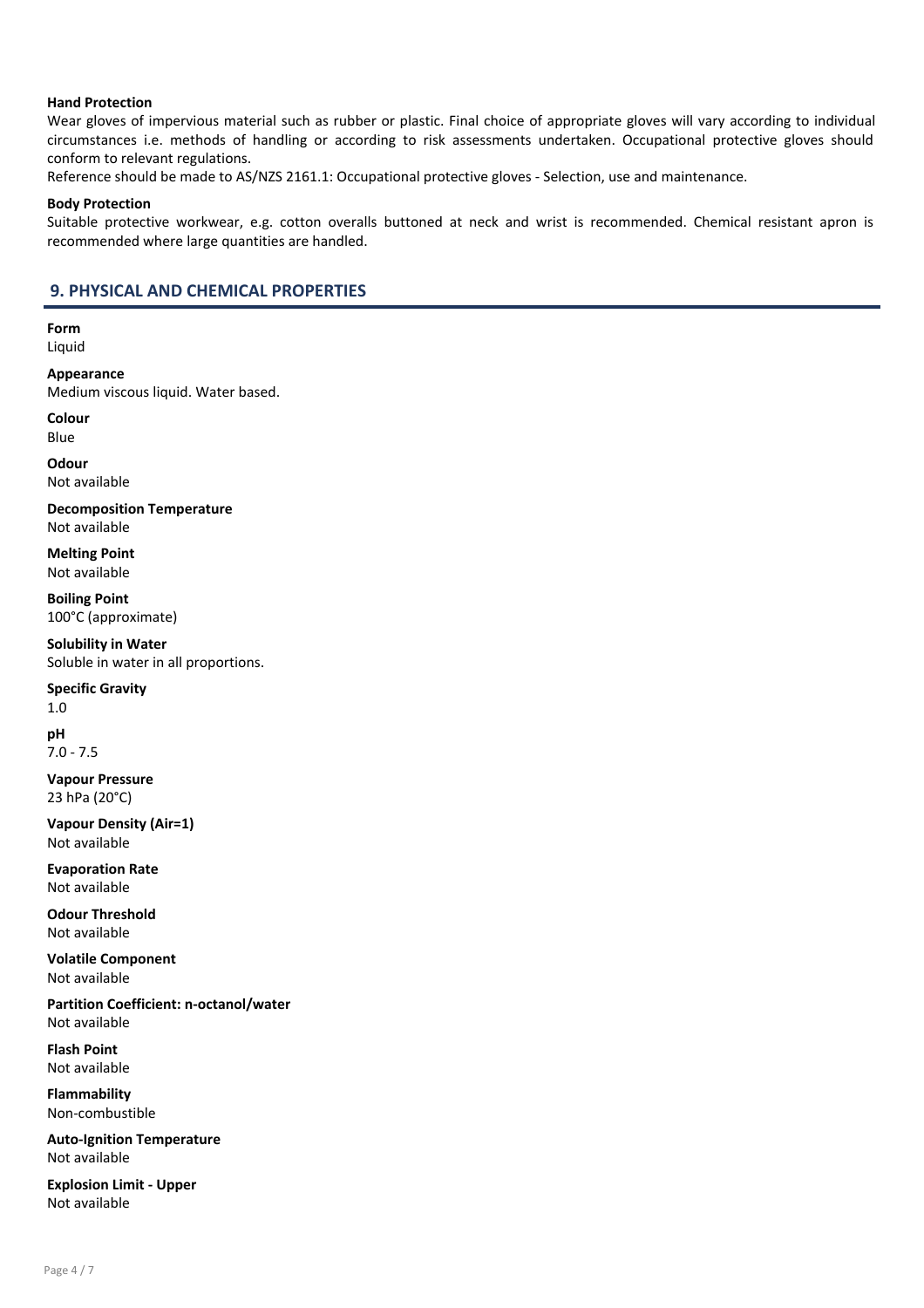**Hand Protection**

Wear gloves of impervious material such as rubber or plastic. Final choice of appropriate gloves will vary according to individual circumstances i.e. methods of handling or according to risk assessments undertaken. Occupational protective gloves should conform to relevant regulations.

Reference should be made to AS/NZS 2161.1: Occupational protective gloves - Selection, use and maintenance.

**Body Protection**

Suitable protective workwear, e.g. cotton overalls buttoned at neck and wrist is recommended. Chemical resistant apron is recommended where large quantities are handled.

## 9. PHYSICAL AND CHEMICAL PROPERTIES

**Form**
Liquid

**Appearance**
Medium viscous liquid. Water based.

**Colour**
Blue

**Odour**
Not available

**Decomposition Temperature**
Not available

**Melting Point**
Not available

**Boiling Point**
100°C (approximate)

**Solubility in Water**
Soluble in water in all proportions.

**Specific Gravity**
1.0

**pH**
7.0 - 7.5

**Vapour Pressure**
23 hPa (20°C)

**Vapour Density (Air=1)**
Not available

**Evaporation Rate**
Not available

**Odour Threshold**
Not available

**Volatile Component**
Not available

**Partition Coefficient: n-octanol/water**
Not available

**Flash Point**
Not available

**Flammability**
Non-combustible

**Auto-Ignition Temperature**
Not available

**Explosion Limit - Upper**
Not available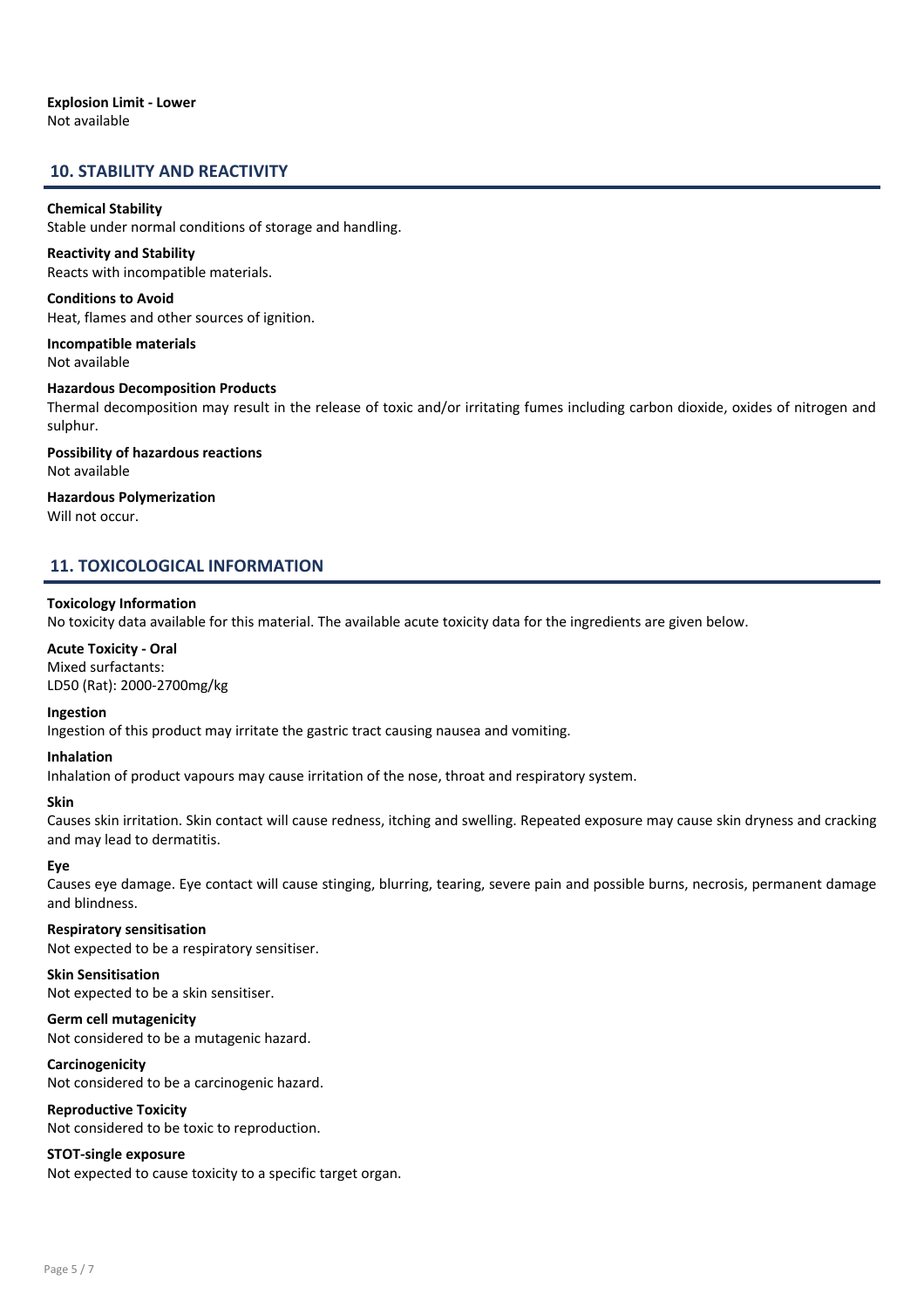**Explosion Limit - Lower**
Not available

## 10. STABILITY AND REACTIVITY

**Chemical Stability**
Stable under normal conditions of storage and handling.

**Reactivity and Stability**
Reacts with incompatible materials.

**Conditions to Avoid**
Heat, flames and other sources of ignition.

**Incompatible materials**
Not available

**Hazardous Decomposition Products**
Thermal decomposition may result in the release of toxic and/or irritating fumes including carbon dioxide, oxides of nitrogen and sulphur.

**Possibility of hazardous reactions**
Not available

**Hazardous Polymerization**
Will not occur.

## 11. TOXICOLOGICAL INFORMATION

**Toxicology Information**
No toxicity data available for this material. The available acute toxicity data for the ingredients are given below.

**Acute Toxicity - Oral**
Mixed surfactants:
LD50 (Rat): 2000-2700mg/kg

**Ingestion**
Ingestion of this product may irritate the gastric tract causing nausea and vomiting.

**Inhalation**
Inhalation of product vapours may cause irritation of the nose, throat and respiratory system.

**Skin**
Causes skin irritation. Skin contact will cause redness, itching and swelling. Repeated exposure may cause skin dryness and cracking and may lead to dermatitis.

**Eye**
Causes eye damage. Eye contact will cause stinging, blurring, tearing, severe pain and possible burns, necrosis, permanent damage and blindness.

**Respiratory sensitisation**
Not expected to be a respiratory sensitiser.

**Skin Sensitisation**
Not expected to be a skin sensitiser.

**Germ cell mutagenicity**
Not considered to be a mutagenic hazard.

**Carcinogenicity**
Not considered to be a carcinogenic hazard.

**Reproductive Toxicity**
Not considered to be toxic to reproduction.

**STOT-single exposure**
Not expected to cause toxicity to a specific target organ.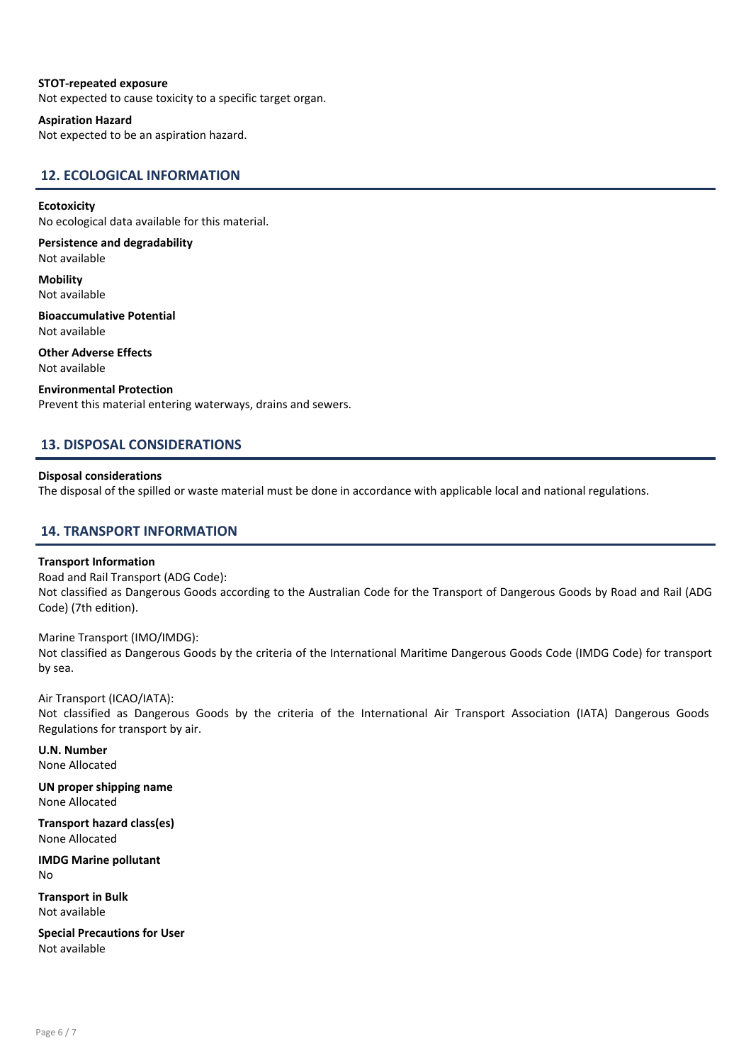**STOT-repeated exposure**
Not expected to cause toxicity to a specific target organ.

**Aspiration Hazard**
Not expected to be an aspiration hazard.

## 12. ECOLOGICAL INFORMATION

**Ecotoxicity**
No ecological data available for this material.

**Persistence and degradability**
Not available

**Mobility**
Not available

**Bioaccumulative Potential**
Not available

**Other Adverse Effects**
Not available

**Environmental Protection**
Prevent this material entering waterways, drains and sewers.

## 13. DISPOSAL CONSIDERATIONS

**Disposal considerations**
The disposal of the spilled or waste material must be done in accordance with applicable local and national regulations.

## 14. TRANSPORT INFORMATION

**Transport Information**
Road and Rail Transport (ADG Code):
Not classified as Dangerous Goods according to the Australian Code for the Transport of Dangerous Goods by Road and Rail (ADG Code) (7th edition).

Marine Transport (IMO/IMDG):
Not classified as Dangerous Goods by the criteria of the International Maritime Dangerous Goods Code (IMDG Code) for transport by sea.

Air Transport (ICAO/IATA):
Not classified as Dangerous Goods by the criteria of the International Air Transport Association (IATA) Dangerous Goods Regulations for transport by air.

**U.N. Number**
None Allocated

**UN proper shipping name**
None Allocated

**Transport hazard class(es)**
None Allocated

**IMDG Marine pollutant**
No

**Transport in Bulk**
Not available

**Special Precautions for User**
Not available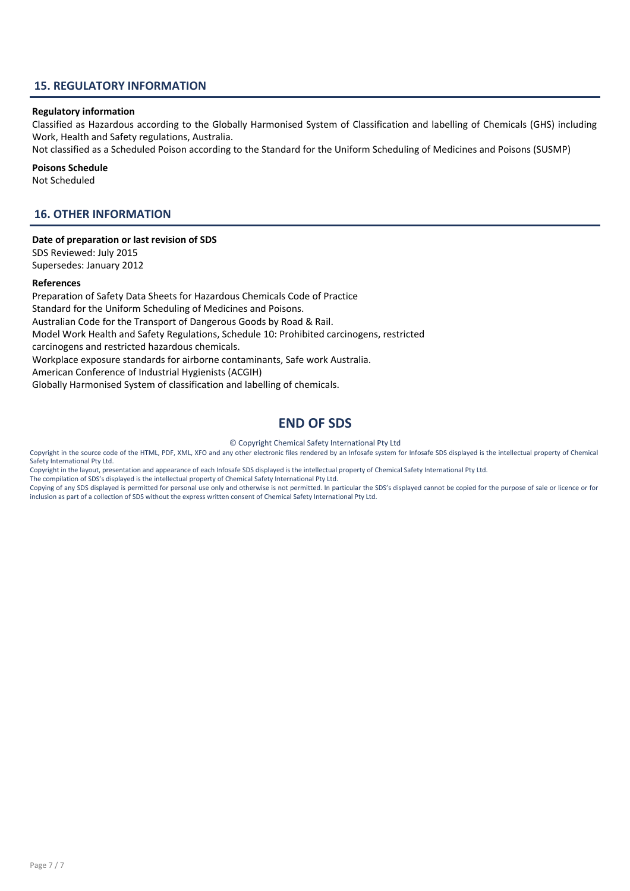## 15. REGULATORY INFORMATION

**Regulatory information**

Classified as Hazardous according to the Globally Harmonised System of Classification and labelling of Chemicals (GHS) including Work, Health and Safety regulations, Australia.

Not classified as a Scheduled Poison according to the Standard for the Uniform Scheduling of Medicines and Poisons (SUSMP)

**Poisons Schedule**

Not Scheduled

## 16. OTHER INFORMATION

**Date of preparation or last revision of SDS**

SDS Reviewed: July 2015
Supersedes: January 2012

**References**

Preparation of Safety Data Sheets for Hazardous Chemicals Code of Practice
Standard for the Uniform Scheduling of Medicines and Poisons.
Australian Code for the Transport of Dangerous Goods by Road & Rail.
Model Work Health and Safety Regulations, Schedule 10: Prohibited carcinogens, restricted carcinogens and restricted hazardous chemicals.
Workplace exposure standards for airborne contaminants, Safe work Australia.
American Conference of Industrial Hygienists (ACGIH)
Globally Harmonised System of classification and labelling of chemicals.

# END OF SDS

© Copyright Chemical Safety International Pty Ltd

Copyright in the source code of the HTML, PDF, XML, XFO and any other electronic files rendered by an Infosafe system for Infosafe SDS displayed is the intellectual property of Chemical Safety International Pty Ltd.

Copyright in the layout, presentation and appearance of each Infosafe SDS displayed is the intellectual property of Chemical Safety International Pty Ltd.

The compilation of SDS's displayed is the intellectual property of Chemical Safety International Pty Ltd.

Copying of any SDS displayed is permitted for personal use only and otherwise is not permitted. In particular the SDS's displayed cannot be copied for the purpose of sale or licence or for inclusion as part of a collection of SDS without the express written consent of Chemical Safety International Pty Ltd.